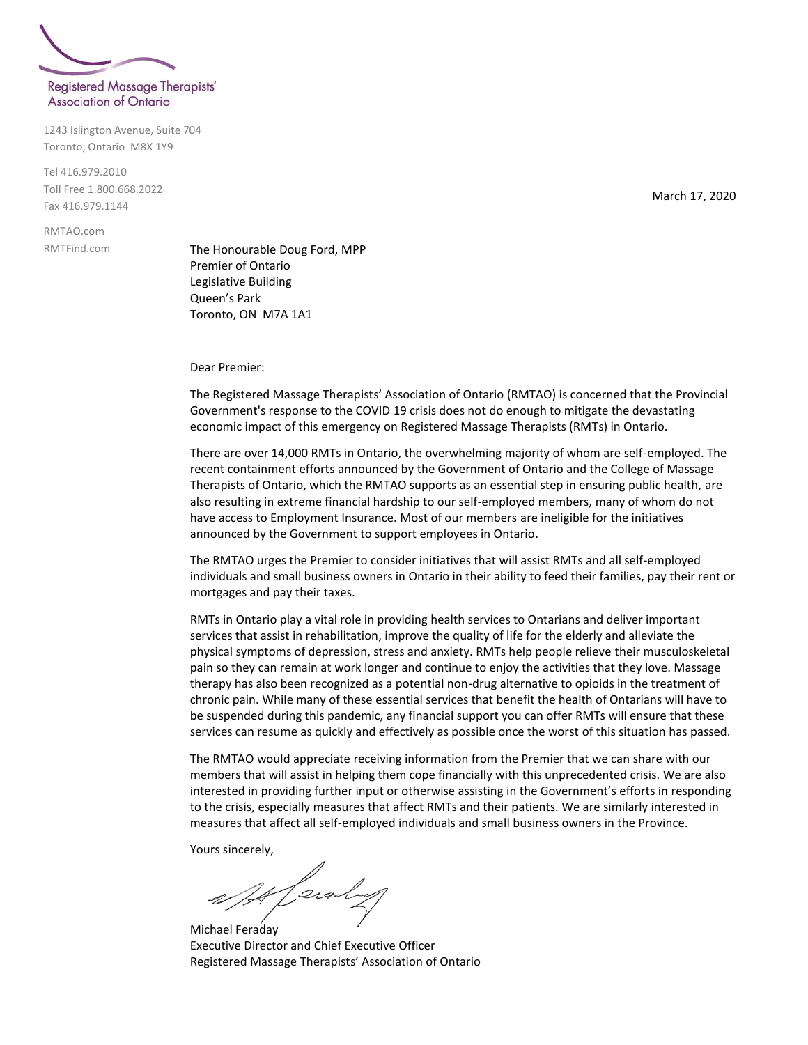Registered Massage Therapists' Association of Ontario

1243 Islington Avenue, Suite 704
Toronto, Ontario M8X 1Y9

Tel 416.979.2010
Toll Free 1.800.668.2022
Fax 416.979.1144

RMTAO.com
RMTFind.com

March 17, 2020

The Honourable Doug Ford, MPP
Premier of Ontario
Legislative Building
Queen's Park
Toronto, ON M7A 1A1

Dear Premier:

The Registered Massage Therapists' Association of Ontario (RMTAO) is concerned that the Provincial Government's response to the COVID 19 crisis does not do enough to mitigate the devastating economic impact of this emergency on Registered Massage Therapists (RMTs) in Ontario.

There are over 14,000 RMTs in Ontario, the overwhelming majority of whom are self-employed. The recent containment efforts announced by the Government of Ontario and the College of Massage Therapists of Ontario, which the RMTAO supports as an essential step in ensuring public health, are also resulting in extreme financial hardship to our self-employed members, many of whom do not have access to Employment Insurance. Most of our members are ineligible for the initiatives announced by the Government to support employees in Ontario.

The RMTAO urges the Premier to consider initiatives that will assist RMTs and all self-employed individuals and small business owners in Ontario in their ability to feed their families, pay their rent or mortgages and pay their taxes.

RMTs in Ontario play a vital role in providing health services to Ontarians and deliver important services that assist in rehabilitation, improve the quality of life for the elderly and alleviate the physical symptoms of depression, stress and anxiety. RMTs help people relieve their musculoskeletal pain so they can remain at work longer and continue to enjoy the activities that they love. Massage therapy has also been recognized as a potential non-drug alternative to opioids in the treatment of chronic pain. While many of these essential services that benefit the health of Ontarians will have to be suspended during this pandemic, any financial support you can offer RMTs will ensure that these services can resume as quickly and effectively as possible once the worst of this situation has passed.

The RMTAO would appreciate receiving information from the Premier that we can share with our members that will assist in helping them cope financially with this unprecedented crisis. We are also interested in providing further input or otherwise assisting in the Government's efforts in responding to the crisis, especially measures that affect RMTs and their patients. We are similarly interested in measures that affect all self-employed individuals and small business owners in the Province.

Yours sincerely,

Michael Feraday
Executive Director and Chief Executive Officer
Registered Massage Therapists' Association of Ontario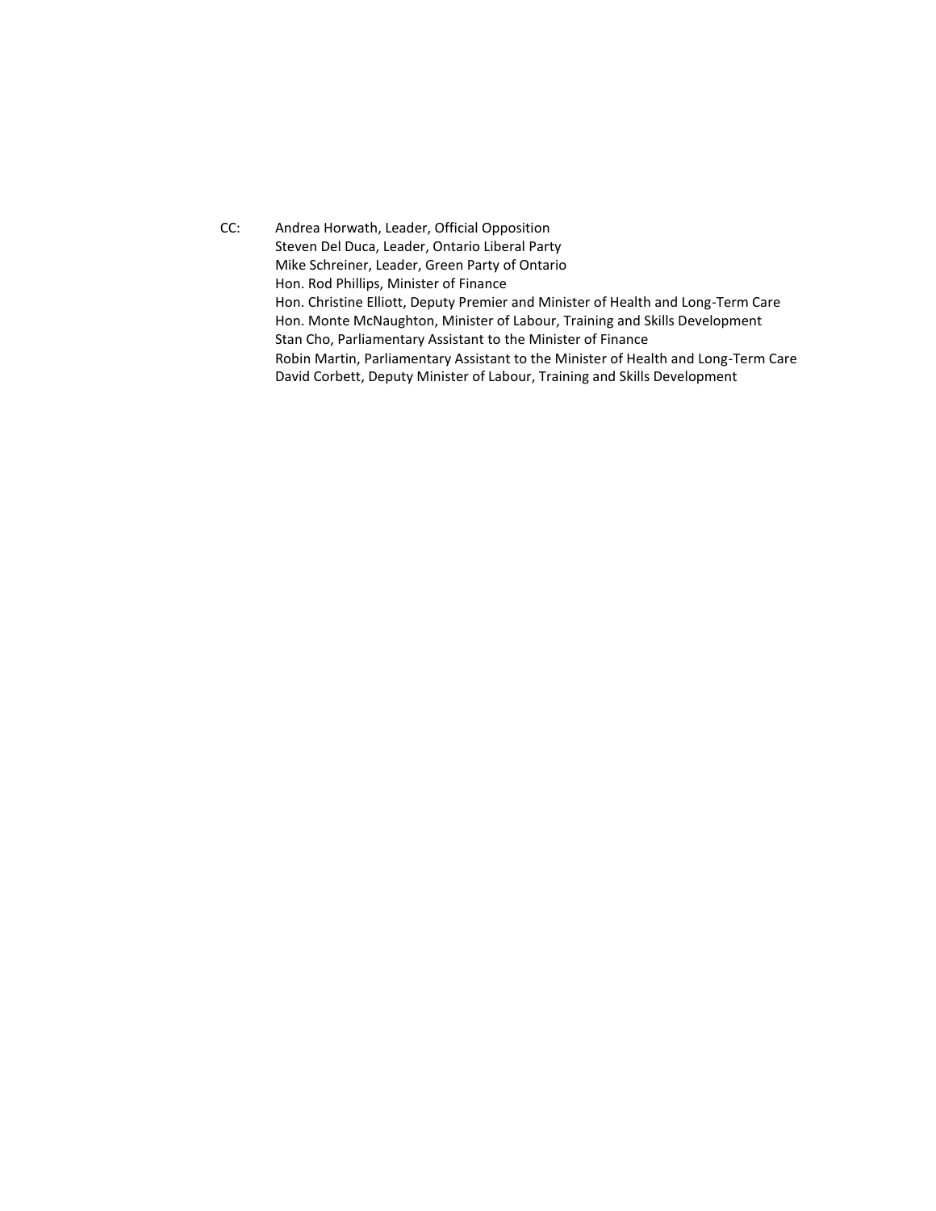CC: Andrea Horwath, Leader, Official Opposition
Steven Del Duca, Leader, Ontario Liberal Party
Mike Schreiner, Leader, Green Party of Ontario
Hon. Rod Phillips, Minister of Finance
Hon. Christine Elliott, Deputy Premier and Minister of Health and Long-Term Care
Hon. Monte McNaughton, Minister of Labour, Training and Skills Development
Stan Cho, Parliamentary Assistant to the Minister of Finance
Robin Martin, Parliamentary Assistant to the Minister of Health and Long-Term Care
David Corbett, Deputy Minister of Labour, Training and Skills Development